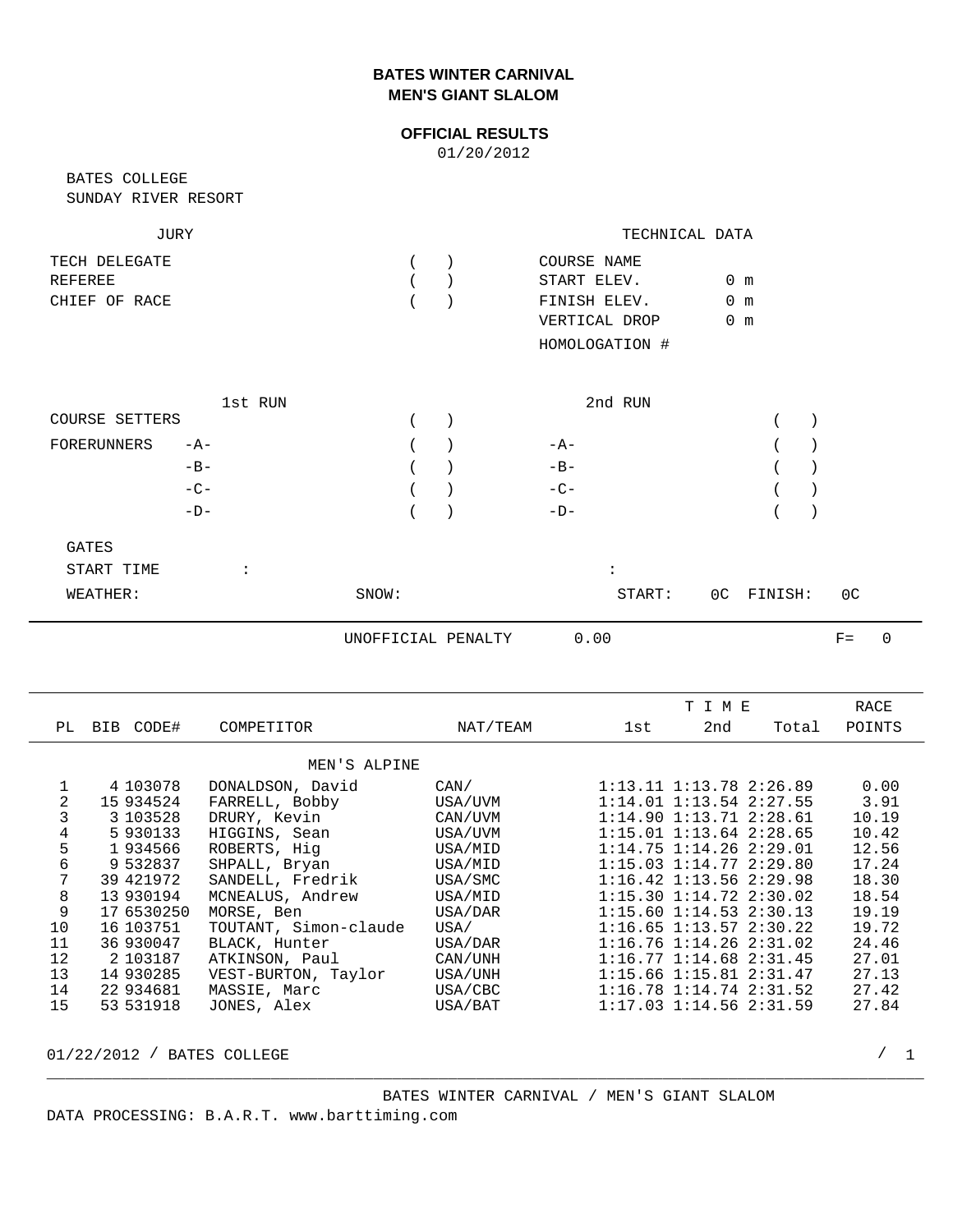# BATES WINTER CARNIVAL
## MEN'S GIANT SLALOM

**OFFICIAL RESULTS**

01/20/2012

BATES COLLEGE
SUNDAY RIVER RESORT

| JURY | | TECHNICAL DATA | |
|---|---|---|---|
| TECH DELEGATE | ( ) | COURSE NAME | |
| REFEREE | ( ) | START ELEV. | 0 m |
| CHIEF OF RACE | ( ) | FINISH ELEV. | 0 m |
| | | VERTICAL DROP | 0 m |
| | | HOMOLOGATION # | |

| | 1st RUN | | 2nd RUN | |
|---|---|---|---|---|
| COURSE SETTERS | | ( ) | | ( ) |
| FORERUNNERS | -A- | ( ) | -A- | ( ) |
| | -B- | ( ) | -B- | ( ) |
| | -C- | ( ) | -C- | ( ) |
| | -D- | ( ) | -D- | ( ) |

GATES

START TIME : :

WEATHER: SNOW: START: 0C FINISH: 0C

UNOFFICIAL PENALTY 0.00 F= 0

| PL | BIB | CODE# | COMPETITOR | NAT/TEAM | TIME 1st | TIME 2nd | TIME Total | RACE POINTS |
|---|---|---|---|---|---|---|---|---|
| | | | MEN'S ALPINE | | | | | |
| 1 | 4 | 103078 | DONALDSON, David | CAN/ | 1:13.11 | 1:13.78 | 2:26.89 | 0.00 |
| 2 | 15 | 934524 | FARRELL, Bobby | USA/UVM | 1:14.01 | 1:13.54 | 2:27.55 | 3.91 |
| 3 | 3 | 103528 | DRURY, Kevin | CAN/UVM | 1:14.90 | 1:13.71 | 2:28.61 | 10.19 |
| 4 | 5 | 930133 | HIGGINS, Sean | USA/UVM | 1:15.01 | 1:13.64 | 2:28.65 | 10.42 |
| 5 | 1 | 934566 | ROBERTS, Hig | USA/MID | 1:14.75 | 1:14.26 | 2:29.01 | 12.56 |
| 6 | 9 | 532837 | SHPALL, Bryan | USA/MID | 1:15.03 | 1:14.77 | 2:29.80 | 17.24 |
| 7 | 39 | 421972 | SANDELL, Fredrik | USA/SMC | 1:16.42 | 1:13.56 | 2:29.98 | 18.30 |
| 8 | 13 | 930194 | MCNEALUS, Andrew | USA/MID | 1:15.30 | 1:14.72 | 2:30.02 | 18.54 |
| 9 | 17 | 6530250 | MORSE, Ben | USA/DAR | 1:15.60 | 1:14.53 | 2:30.13 | 19.19 |
| 10 | 16 | 103751 | TOUTANT, Simon-claude | USA/ | 1:16.65 | 1:13.57 | 2:30.22 | 19.72 |
| 11 | 36 | 930047 | BLACK, Hunter | USA/DAR | 1:16.76 | 1:14.26 | 2:31.02 | 24.46 |
| 12 | 2 | 103187 | ATKINSON, Paul | CAN/UNH | 1:16.77 | 1:14.68 | 2:31.45 | 27.01 |
| 13 | 14 | 930285 | VEST-BURTON, Taylor | USA/UNH | 1:15.66 | 1:15.81 | 2:31.47 | 27.13 |
| 14 | 22 | 934681 | MASSIE, Marc | USA/CBC | 1:16.78 | 1:14.74 | 2:31.52 | 27.42 |
| 15 | 53 | 531918 | JONES, Alex | USA/BAT | 1:17.03 | 1:14.56 | 2:31.59 | 27.84 |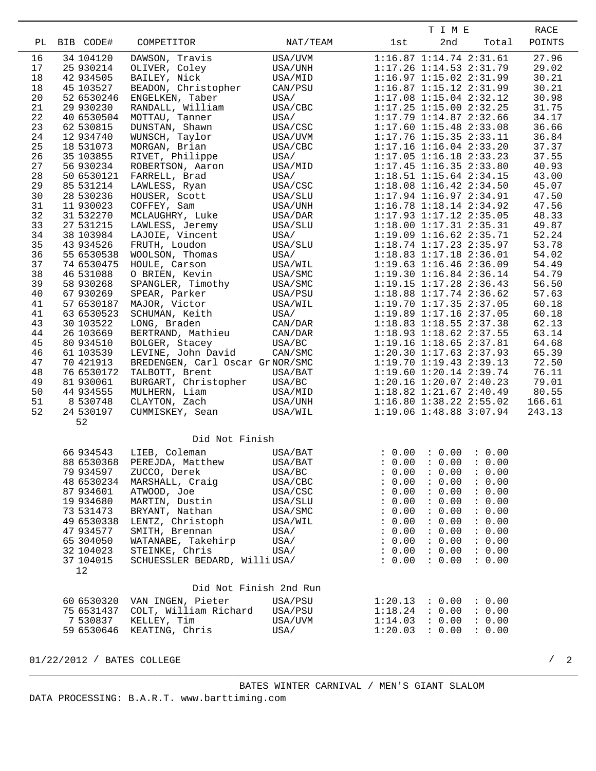| PL | BIB | CODE# | COMPETITOR | NAT/TEAM | 1st | 2nd | Total | RACE POINTS |
|---|---|---|---|---|---|---|---|---|
| 16 | 34 | 104120 | DAWSON, Travis | USA/UVM | 1:16.87 | 1:14.74 | 2:31.61 | 27.96 |
| 17 | 25 | 930214 | OLIVER, Coley | USA/UNH | 1:17.26 | 1:14.53 | 2:31.79 | 29.02 |
| 18 | 42 | 934505 | BAILEY, Nick | USA/MID | 1:16.97 | 1:15.02 | 2:31.99 | 30.21 |
| 18 | 45 | 103527 | BEADON, Christopher | CAN/PSU | 1:16.87 | 1:15.12 | 2:31.99 | 30.21 |
| 20 | 52 | 6530246 | ENGELKEN, Taber | USA/ | 1:17.08 | 1:15.04 | 2:32.12 | 30.98 |
| 21 | 29 | 930230 | RANDALL, William | USA/CBC | 1:17.25 | 1:15.00 | 2:32.25 | 31.75 |
| 22 | 40 | 6530504 | MOTTAU, Tanner | USA/ | 1:17.79 | 1:14.87 | 2:32.66 | 34.17 |
| 23 | 62 | 530815 | DUNSTAN, Shawn | USA/CSC | 1:17.60 | 1:15.48 | 2:33.08 | 36.66 |
| 24 | 12 | 934740 | WUNSCH, Taylor | USA/UVM | 1:17.76 | 1:15.35 | 2:33.11 | 36.84 |
| 25 | 18 | 531073 | MORGAN, Brian | USA/CBC | 1:17.16 | 1:16.04 | 2:33.20 | 37.37 |
| 26 | 35 | 103855 | RIVET, Philippe | USA/ | 1:17.05 | 1:16.18 | 2:33.23 | 37.55 |
| 27 | 56 | 930234 | ROBERTSON, Aaron | USA/MID | 1:17.45 | 1:16.35 | 2:33.80 | 40.93 |
| 28 | 50 | 6530121 | FARRELL, Brad | USA/ | 1:18.51 | 1:15.64 | 2:34.15 | 43.00 |
| 29 | 85 | 531214 | LAWLESS, Ryan | USA/CSC | 1:18.08 | 1:16.42 | 2:34.50 | 45.07 |
| 30 | 28 | 530236 | HOUSER, Scott | USA/SLU | 1:17.94 | 1:16.97 | 2:34.91 | 47.50 |
| 31 | 11 | 930023 | COFFEY, Sam | USA/UNH | 1:16.78 | 1:18.14 | 2:34.92 | 47.56 |
| 32 | 31 | 532270 | MCLAUGHRY, Luke | USA/DAR | 1:17.93 | 1:17.12 | 2:35.05 | 48.33 |
| 33 | 27 | 531215 | LAWLESS, Jeremy | USA/SLU | 1:18.00 | 1:17.31 | 2:35.31 | 49.87 |
| 34 | 38 | 103984 | LAJOIE, Vincent | USA/ | 1:19.09 | 1:16.62 | 2:35.71 | 52.24 |
| 35 | 43 | 934526 | FRUTH, Loudon | USA/SLU | 1:18.74 | 1:17.23 | 2:35.97 | 53.78 |
| 36 | 55 | 6530538 | WOOLSON, Thomas | USA/ | 1:18.83 | 1:17.18 | 2:36.01 | 54.02 |
| 37 | 74 | 6530475 | HOULE, Carson | USA/WIL | 1:19.63 | 1:16.46 | 2:36.09 | 54.49 |
| 38 | 46 | 531088 | O BRIEN, Kevin | USA/SMC | 1:19.30 | 1:16.84 | 2:36.14 | 54.79 |
| 39 | 58 | 930268 | SPANGLER, Timothy | USA/SMC | 1:19.15 | 1:17.28 | 2:36.43 | 56.50 |
| 40 | 67 | 930269 | SPEAR, Parker | USA/PSU | 1:18.88 | 1:17.74 | 2:36.62 | 57.63 |
| 41 | 57 | 6530187 | MAJOR, Victor | USA/WIL | 1:19.70 | 1:17.35 | 2:37.05 | 60.18 |
| 41 | 63 | 6530523 | SCHUMAN, Keith | USA/ | 1:19.89 | 1:17.16 | 2:37.05 | 60.18 |
| 43 | 30 | 103522 | LONG, Braden | CAN/DAR | 1:18.83 | 1:18.55 | 2:37.38 | 62.13 |
| 44 | 26 | 103669 | BERTRAND, Mathieu | CAN/DAR | 1:18.93 | 1:18.62 | 2:37.55 | 63.14 |
| 45 | 80 | 934510 | BOLGER, Stacey | USA/BC | 1:19.16 | 1:18.65 | 2:37.81 | 64.68 |
| 46 | 61 | 103539 | LEVINE, John David | CAN/SMC | 1:20.30 | 1:17.63 | 2:37.93 | 65.39 |
| 47 | 70 | 421913 | BREDENGEN, Carl Oscar Gr | NOR/SMC | 1:19.70 | 1:19.43 | 2:39.13 | 72.50 |
| 48 | 76 | 6530172 | TALBOTT, Brent | USA/BAT | 1:19.60 | 1:20.14 | 2:39.74 | 76.11 |
| 49 | 81 | 930061 | BURGART, Christopher | USA/BC | 1:20.16 | 1:20.07 | 2:40.23 | 79.01 |
| 50 | 44 | 934555 | MULHERN, Liam | USA/MID | 1:18.82 | 1:21.67 | 2:40.49 | 80.55 |
| 51 | 8 | 530748 | CLAYTON, Zach | USA/UNH | 1:16.80 | 1:38.22 | 2:55.02 | 166.61 |
| 52 | 24 | 530197 | CUMMISKEY, Sean | USA/WIL | 1:19.06 | 1:48.88 | 3:07.94 | 243.13 |
| | 52 | | | | | | | |

Did Not Finish

| BIB | CODE# | COMPETITOR | NAT/TEAM | 1st | 2nd | Total |
|---|---|---|---|---|---|---|
| 66 | 934543 | LIEB, Coleman | USA/BAT | : 0.00 | : 0.00 | : 0.00 |
| 88 | 6530368 | PEREJDA, Matthew | USA/BAT | : 0.00 | : 0.00 | : 0.00 |
| 79 | 934597 | ZUCCO, Derek | USA/BC | : 0.00 | : 0.00 | : 0.00 |
| 48 | 6530234 | MARSHALL, Craig | USA/CBC | : 0.00 | : 0.00 | : 0.00 |
| 87 | 934601 | ATWOOD, Joe | USA/CSC | : 0.00 | : 0.00 | : 0.00 |
| 19 | 934680 | MARTIN, Dustin | USA/SLU | : 0.00 | : 0.00 | : 0.00 |
| 73 | 531473 | BRYANT, Nathan | USA/SMC | : 0.00 | : 0.00 | : 0.00 |
| 49 | 6530338 | LENTZ, Christoph | USA/WIL | : 0.00 | : 0.00 | : 0.00 |
| 47 | 934577 | SMITH, Brennan | USA/ | : 0.00 | : 0.00 | : 0.00 |
| 65 | 304050 | WATANABE, Takehirp | USA/ | : 0.00 | : 0.00 | : 0.00 |
| 32 | 104023 | STEINKE, Chris | USA/ | : 0.00 | : 0.00 | : 0.00 |
| 37 | 104015 | SCHUESSLER BEDARD, Willi | USA/ | : 0.00 | : 0.00 | : 0.00 |
| 12 | | | | | | |

Did Not Finish 2nd Run

| BIB | CODE# | COMPETITOR | NAT/TEAM | 1st | 2nd | Total |
|---|---|---|---|---|---|---|
| 60 | 6530320 | VAN INGEN, Pieter | USA/PSU | 1:20.13 | : 0.00 | : 0.00 |
| 75 | 6531437 | COLT, William Richard | USA/PSU | 1:18.24 | : 0.00 | : 0.00 |
| 7 | 530837 | KELLEY, Tim | USA/UVM | 1:14.03 | : 0.00 | : 0.00 |
| 59 | 6530646 | KEATING, Chris | USA/ | 1:20.03 | : 0.00 | : 0.00 |

01/22/2012 / BATES COLLEGE

BATES WINTER CARNIVAL / MEN'S GIANT SLALOM

DATA PROCESSING: B.A.R.T. www.barttiming.com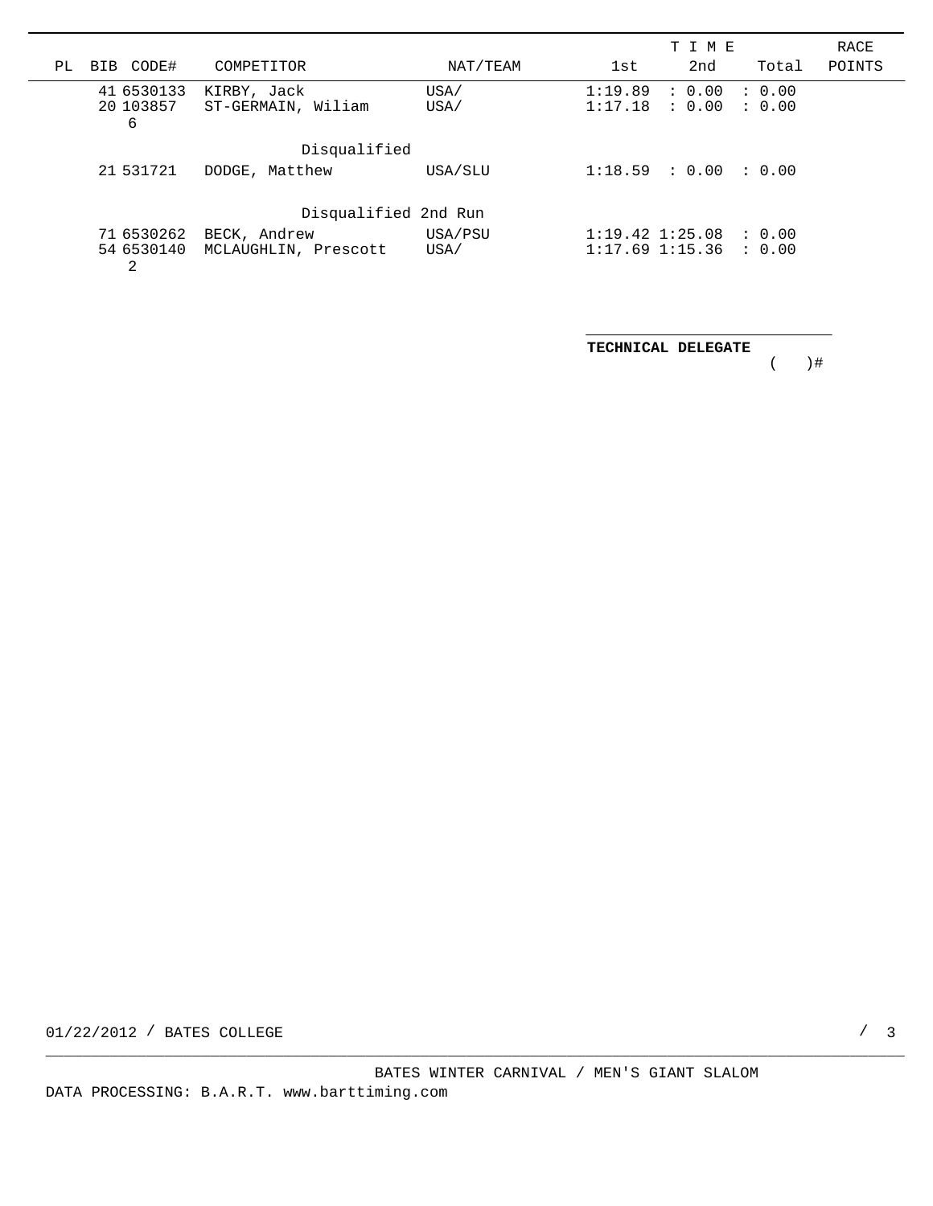| PL | BIB | CODE# | COMPETITOR | NAT/TEAM | 1st | 2nd | Total | RACE POINTS |
|---|---|---|---|---|---|---|---|---|
| | 41 | 6530133 | KIRBY, Jack | USA/ | 1:19.89 | : 0.00 | : 0.00 | |
| | 20 | 1038576 | ST-GERMAIN, Wiliam | USA/ | 1:17.18 | : 0.00 | : 0.00 | |
| | | | Disqualified | | | | | |
| | 21 | 531721 | DODGE, Matthew | USA/SLU | 1:18.59 | : 0.00 | : 0.00 | |
| | | | Disqualified 2nd Run | | | | | |
| | 71 | 6530262 | BECK, Andrew | USA/PSU | 1:19.42 | 1:25.08 | : 0.00 | |
| | 54 | 65301402 | MCLAUGHLIN, Prescott | USA/ | 1:17.69 | 1:15.36 | : 0.00 | |

**TECHNICAL DELEGATE**

(    )#

01/22/2012 / BATES COLLEGE

BATES WINTER CARNIVAL / MEN'S GIANT SLALOM

DATA PROCESSING: B.A.R.T. www.barttiming.com